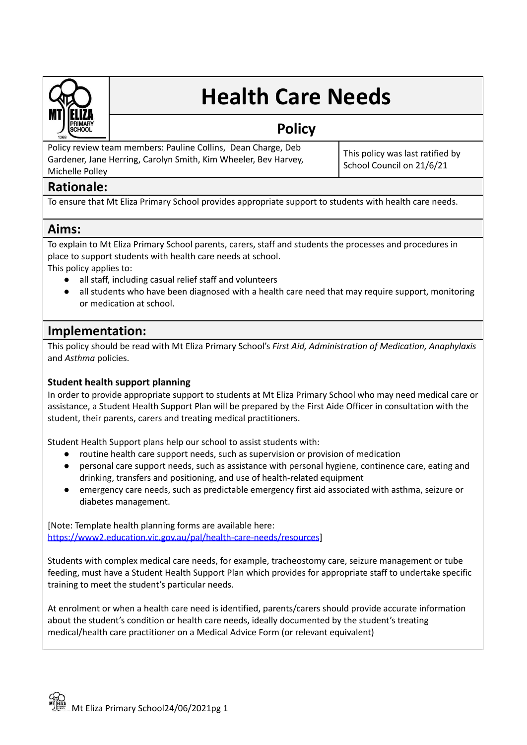# Health Care Needs

## Policy

Policy review team members: Pauline Collins, Dean Charge, Deb Gardener, Jane Herring, Carolyn Smith, Kim Wheeler, Bev Harvey, Michelle Polley

This policy was last ratified by School Council on 21/6/21

## Rationale:

To ensure that Mt Eliza Primary School provides appropriate support to students with health care needs.

## Aims:

To explain to Mt Eliza Primary School parents, carers, staff and students the processes and procedures in place to support students with health care needs at school.

This policy applies to:

- all staff, including casual relief staff and volunteers
- all students who have been diagnosed with a health care need that may require support, monitoring or medication at school.

## Implementation:

This policy should be read with Mt Eliza Primary School's *First Aid, Administration of Medication, Anaphylaxis* and *Asthma* policies.

**Student health support planning**

In order to provide appropriate support to students at Mt Eliza Primary School who may need medical care or assistance, a Student Health Support Plan will be prepared by the First Aide Officer in consultation with the student, their parents, carers and treating medical practitioners.

Student Health Support plans help our school to assist students with:

- routine health care support needs, such as supervision or provision of medication
- personal care support needs, such as assistance with personal hygiene, continence care, eating and drinking, transfers and positioning, and use of health-related equipment
- emergency care needs, such as predictable emergency first aid associated with asthma, seizure or diabetes management.

[Note: Template health planning forms are available here: https://www2.education.vic.gov.au/pal/health-care-needs/resources]

Students with complex medical care needs, for example, tracheostomy care, seizure management or tube feeding, must have a Student Health Support Plan which provides for appropriate staff to undertake specific training to meet the student's particular needs.

At enrolment or when a health care need is identified, parents/carers should provide accurate information about the student's condition or health care needs, ideally documented by the student's treating medical/health care practitioner on a Medical Advice Form (or relevant equivalent)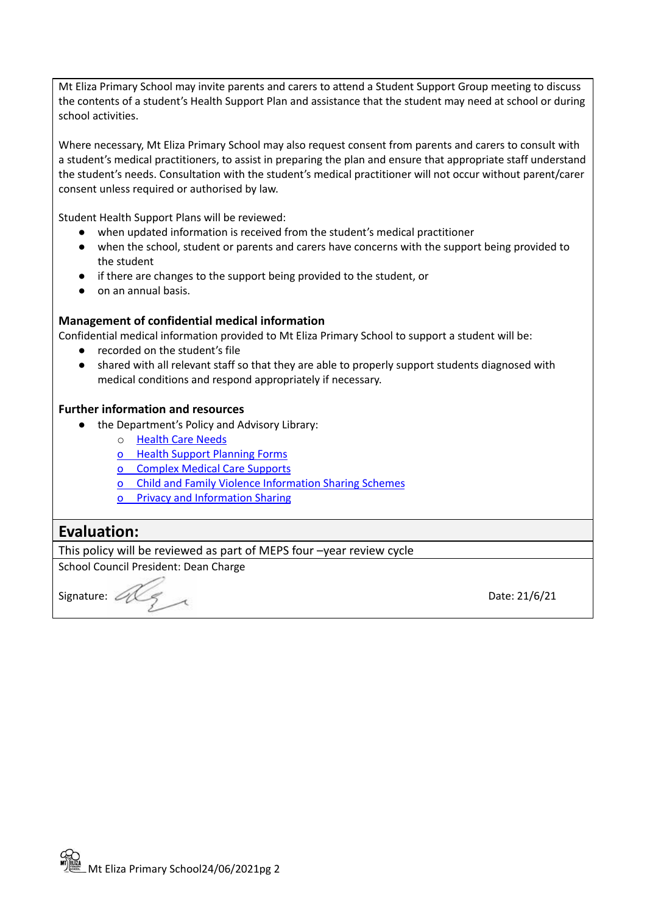Mt Eliza Primary School may invite parents and carers to attend a Student Support Group meeting to discuss the contents of a student's Health Support Plan and assistance that the student may need at school or during school activities.

Where necessary, Mt Eliza Primary School may also request consent from parents and carers to consult with a student's medical practitioners, to assist in preparing the plan and ensure that appropriate staff understand the student's needs. Consultation with the student's medical practitioner will not occur without parent/carer consent unless required or authorised by law.

Student Health Support Plans will be reviewed:

- when updated information is received from the student's medical practitioner
- when the school, student or parents and carers have concerns with the support being provided to the student
- if there are changes to the support being provided to the student, or
- on an annual basis.

**Management of confidential medical information**

Confidential medical information provided to Mt Eliza Primary School to support a student will be:

- recorded on the student's file
- shared with all relevant staff so that they are able to properly support students diagnosed with medical conditions and respond appropriately if necessary.

**Further information and resources**

- the Department's Policy and Advisory Library:
  - Health Care Needs
  - Health Support Planning Forms
  - Complex Medical Care Supports
  - Child and Family Violence Information Sharing Schemes
  - Privacy and Information Sharing

## Evaluation:

This policy will be reviewed as part of MEPS four –year review cycle

School Council President: Dean Charge

Signature: Date: 21/6/21